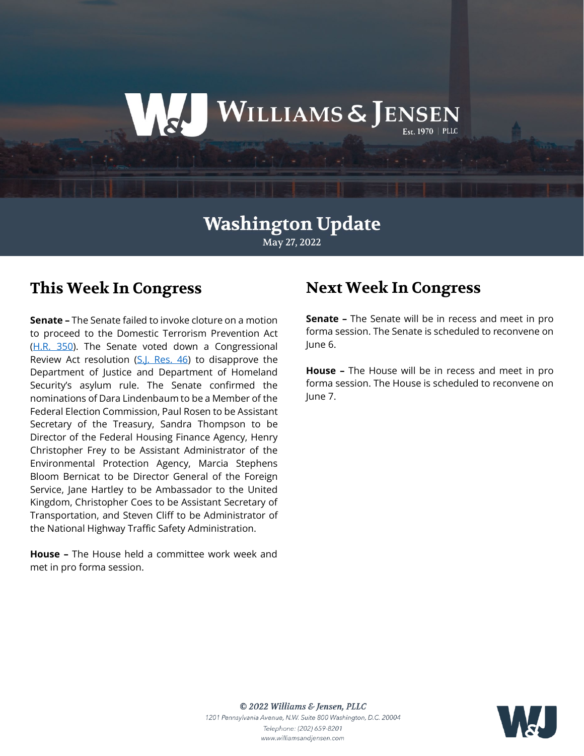# Washington Update

May 27, 2022

## This Week In Congress

**Senate –** The Senate failed to invoke cloture on a motion to proceed to the Domestic Terrorism Prevention Act (H.R. 350). The Senate voted down a Congressional Review Act resolution (S.J. Res. 46) to disapprove the Department of Justice and Department of Homeland Security's asylum rule. The Senate confirmed the nominations of Dara Lindenbaum to be a Member of the Federal Election Commission, Paul Rosen to be Assistant Secretary of the Treasury, Sandra Thompson to be Director of the Federal Housing Finance Agency, Henry Christopher Frey to be Assistant Administrator of the Environmental Protection Agency, Marcia Stephens Bloom Bernicat to be Director General of the Foreign Service, Jane Hartley to be Ambassador to the United Kingdom, Christopher Coes to be Assistant Secretary of Transportation, and Steven Cliff to be Administrator of the National Highway Traffic Safety Administration.

**House –** The House held a committee work week and met in pro forma session.

## Next Week In Congress

**Senate –** The Senate will be in recess and meet in pro forma session. The Senate is scheduled to reconvene on June 6.

**House –** The House will be in recess and meet in pro forma session. The House is scheduled to reconvene on June 7.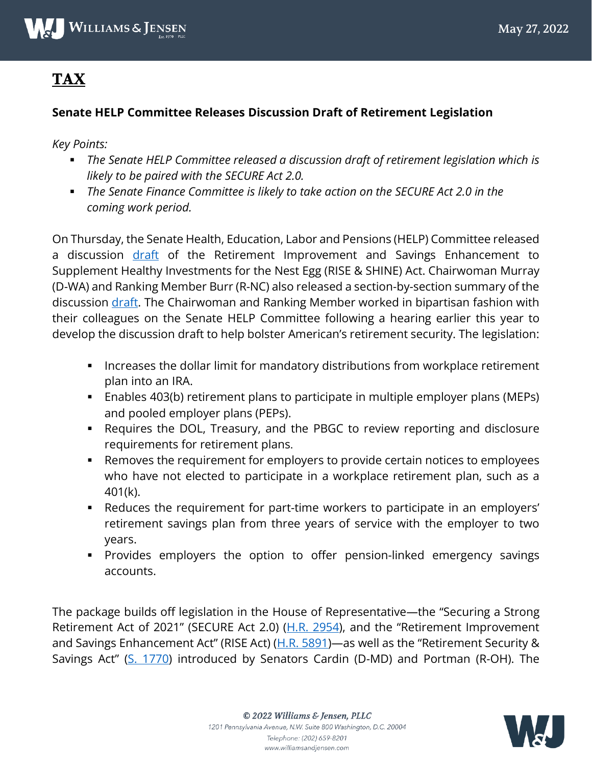# TAX

**Senate HELP Committee Releases Discussion Draft of Retirement Legislation**

*Key Points:*

- *The Senate HELP Committee released a discussion draft of retirement legislation which is likely to be paired with the SECURE Act 2.0.*
- *The Senate Finance Committee is likely to take action on the SECURE Act 2.0 in the coming work period.*

On Thursday, the Senate Health, Education, Labor and Pensions (HELP) Committee released a discussion draft of the Retirement Improvement and Savings Enhancement to Supplement Healthy Investments for the Nest Egg (RISE & SHINE) Act. Chairwoman Murray (D-WA) and Ranking Member Burr (R-NC) also released a section-by-section summary of the discussion draft. The Chairwoman and Ranking Member worked in bipartisan fashion with their colleagues on the Senate HELP Committee following a hearing earlier this year to develop the discussion draft to help bolster American's retirement security. The legislation:

- Increases the dollar limit for mandatory distributions from workplace retirement plan into an IRA.
- Enables 403(b) retirement plans to participate in multiple employer plans (MEPs) and pooled employer plans (PEPs).
- Requires the DOL, Treasury, and the PBGC to review reporting and disclosure requirements for retirement plans.
- Removes the requirement for employers to provide certain notices to employees who have not elected to participate in a workplace retirement plan, such as a 401(k).
- Reduces the requirement for part-time workers to participate in an employers' retirement savings plan from three years of service with the employer to two years.
- Provides employers the option to offer pension-linked emergency savings accounts.

The package builds off legislation in the House of Representative—the "Securing a Strong Retirement Act of 2021" (SECURE Act 2.0) (H.R. 2954), and the "Retirement Improvement and Savings Enhancement Act" (RISE Act) (H.R. 5891)—as well as the "Retirement Security & Savings Act" (S. 1770) introduced by Senators Cardin (D-MD) and Portman (R-OH). The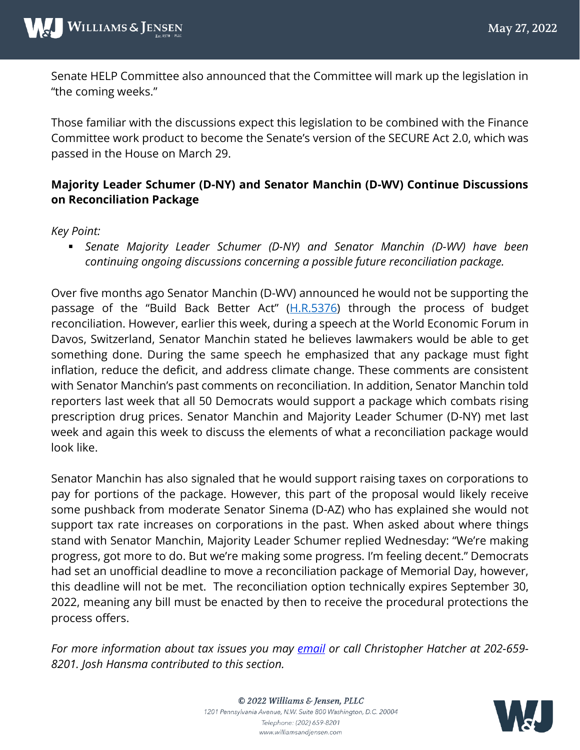Senate HELP Committee also announced that the Committee will mark up the legislation in "the coming weeks."

Those familiar with the discussions expect this legislation to be combined with the Finance Committee work product to become the Senate's version of the SECURE Act 2.0, which was passed in the House on March 29.

### Majority Leader Schumer (D-NY) and Senator Manchin (D-WV) Continue Discussions on Reconciliation Package

*Key Point:*

- *Senate Majority Leader Schumer (D-NY) and Senator Manchin (D-WV) have been continuing ongoing discussions concerning a possible future reconciliation package.*

Over five months ago Senator Manchin (D-WV) announced he would not be supporting the passage of the "Build Back Better Act" (H.R.5376) through the process of budget reconciliation. However, earlier this week, during a speech at the World Economic Forum in Davos, Switzerland, Senator Manchin stated he believes lawmakers would be able to get something done. During the same speech he emphasized that any package must fight inflation, reduce the deficit, and address climate change. These comments are consistent with Senator Manchin's past comments on reconciliation. In addition, Senator Manchin told reporters last week that all 50 Democrats would support a package which combats rising prescription drug prices. Senator Manchin and Majority Leader Schumer (D-NY) met last week and again this week to discuss the elements of what a reconciliation package would look like.

Senator Manchin has also signaled that he would support raising taxes on corporations to pay for portions of the package. However, this part of the proposal would likely receive some pushback from moderate Senator Sinema (D-AZ) who has explained she would not support tax rate increases on corporations in the past. When asked about where things stand with Senator Manchin, Majority Leader Schumer replied Wednesday: "We're making progress, got more to do. But we're making some progress. I'm feeling decent." Democrats had set an unofficial deadline to move a reconciliation package of Memorial Day, however, this deadline will not be met. The reconciliation option technically expires September 30, 2022, meaning any bill must be enacted by then to receive the procedural protections the process offers.

*For more information about tax issues you may email or call Christopher Hatcher at 202-659-8201. Josh Hansma contributed to this section.*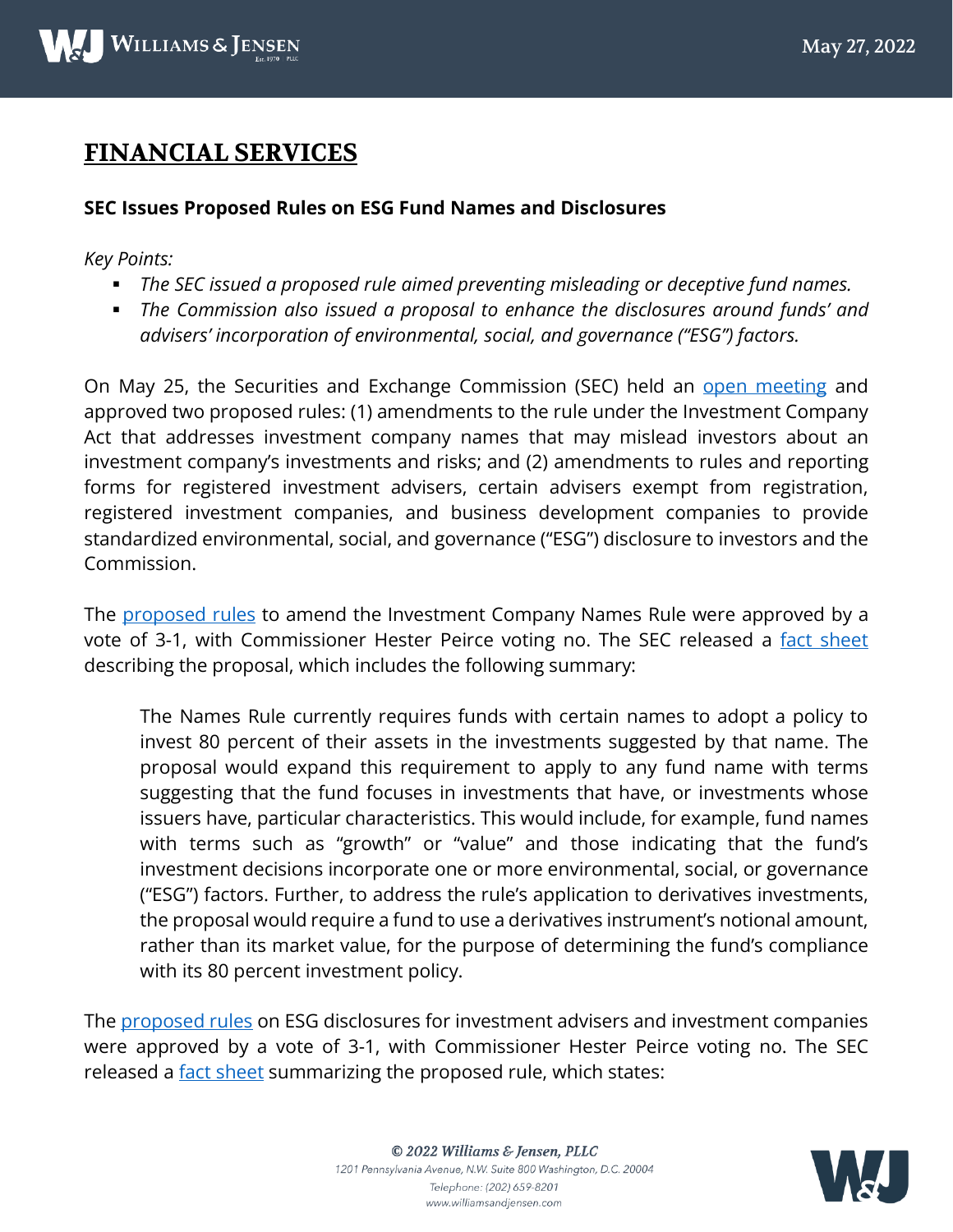# FINANCIAL SERVICES

**SEC Issues Proposed Rules on ESG Fund Names and Disclosures**

*Key Points:*

- *The SEC issued a proposed rule aimed preventing misleading or deceptive fund names.*
- *The Commission also issued a proposal to enhance the disclosures around funds' and advisers' incorporation of environmental, social, and governance ("ESG") factors.*

On May 25, the Securities and Exchange Commission (SEC) held an open meeting and approved two proposed rules: (1) amendments to the rule under the Investment Company Act that addresses investment company names that may mislead investors about an investment company's investments and risks; and (2) amendments to rules and reporting forms for registered investment advisers, certain advisers exempt from registration, registered investment companies, and business development companies to provide standardized environmental, social, and governance ("ESG") disclosure to investors and the Commission.

The proposed rules to amend the Investment Company Names Rule were approved by a vote of 3-1, with Commissioner Hester Peirce voting no. The SEC released a fact sheet describing the proposal, which includes the following summary:

> The Names Rule currently requires funds with certain names to adopt a policy to invest 80 percent of their assets in the investments suggested by that name. The proposal would expand this requirement to apply to any fund name with terms suggesting that the fund focuses in investments that have, or investments whose issuers have, particular characteristics. This would include, for example, fund names with terms such as "growth" or "value" and those indicating that the fund's investment decisions incorporate one or more environmental, social, or governance ("ESG") factors. Further, to address the rule's application to derivatives investments, the proposal would require a fund to use a derivatives instrument's notional amount, rather than its market value, for the purpose of determining the fund's compliance with its 80 percent investment policy.

The proposed rules on ESG disclosures for investment advisers and investment companies were approved by a vote of 3-1, with Commissioner Hester Peirce voting no. The SEC released a fact sheet summarizing the proposed rule, which states: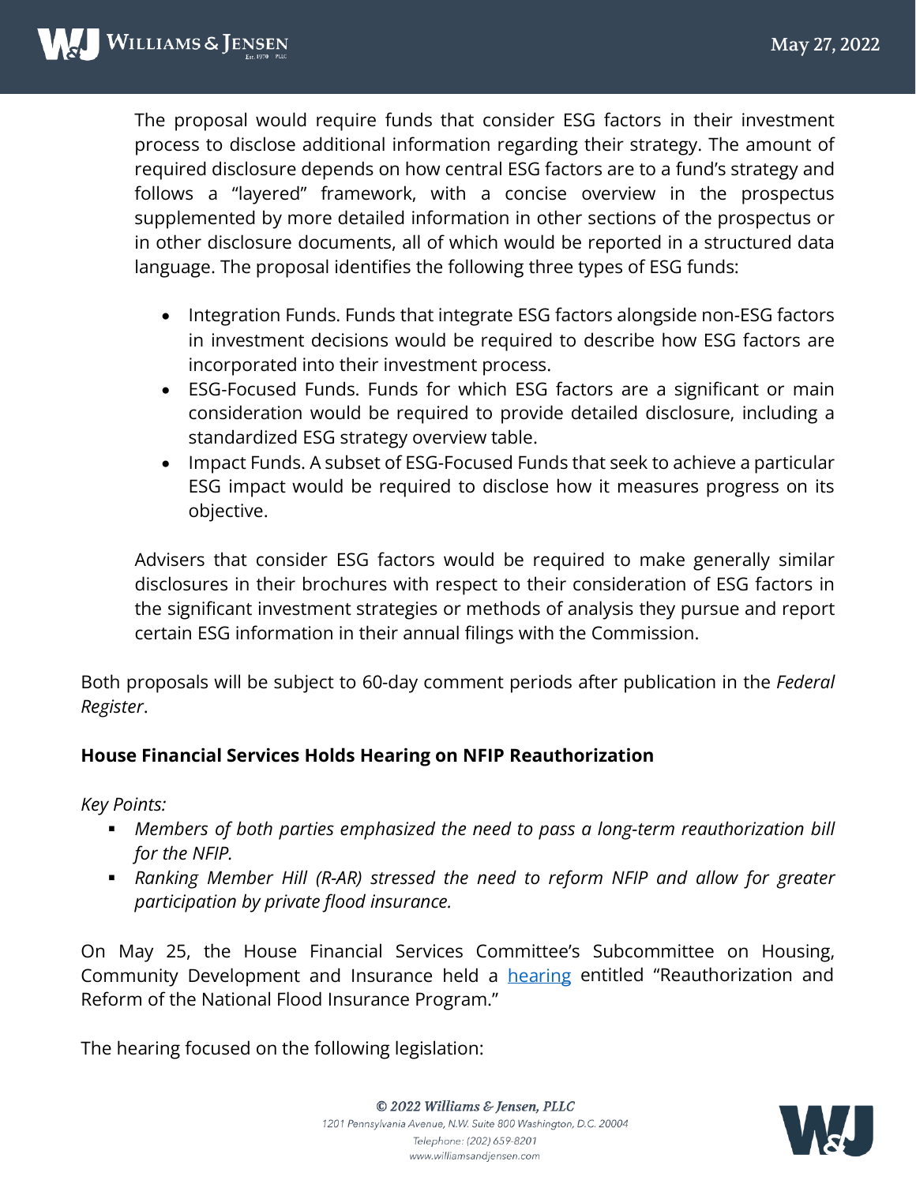The proposal would require funds that consider ESG factors in their investment process to disclose additional information regarding their strategy. The amount of required disclosure depends on how central ESG factors are to a fund's strategy and follows a "layered" framework, with a concise overview in the prospectus supplemented by more detailed information in other sections of the prospectus or in other disclosure documents, all of which would be reported in a structured data language. The proposal identifies the following three types of ESG funds:

- Integration Funds. Funds that integrate ESG factors alongside non-ESG factors in investment decisions would be required to describe how ESG factors are incorporated into their investment process.
- ESG-Focused Funds. Funds for which ESG factors are a significant or main consideration would be required to provide detailed disclosure, including a standardized ESG strategy overview table.
- Impact Funds. A subset of ESG-Focused Funds that seek to achieve a particular ESG impact would be required to disclose how it measures progress on its objective.

Advisers that consider ESG factors would be required to make generally similar disclosures in their brochures with respect to their consideration of ESG factors in the significant investment strategies or methods of analysis they pursue and report certain ESG information in their annual filings with the Commission.

Both proposals will be subject to 60-day comment periods after publication in the *Federal Register*.

**House Financial Services Holds Hearing on NFIP Reauthorization**

*Key Points:*

- *Members of both parties emphasized the need to pass a long-term reauthorization bill for the NFIP.*
- *Ranking Member Hill (R-AR) stressed the need to reform NFIP and allow for greater participation by private flood insurance.*

On May 25, the House Financial Services Committee's Subcommittee on Housing, Community Development and Insurance held a hearing entitled "Reauthorization and Reform of the National Flood Insurance Program."

The hearing focused on the following legislation: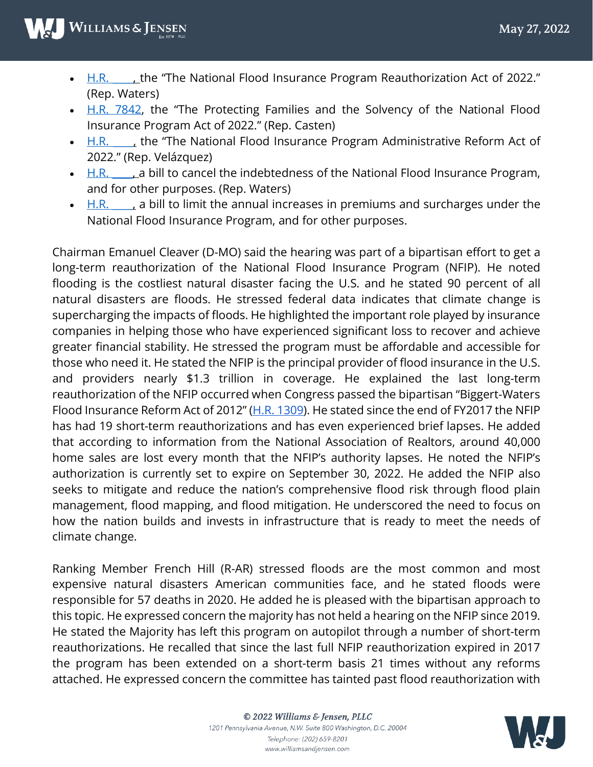- H.R. ____, the "The National Flood Insurance Program Reauthorization Act of 2022." (Rep. Waters)
- H.R. 7842, the "The Protecting Families and the Solvency of the National Flood Insurance Program Act of 2022." (Rep. Casten)
- H.R. ____, the "The National Flood Insurance Program Administrative Reform Act of 2022." (Rep. Velázquez)
- H.R. ____, a bill to cancel the indebtedness of the National Flood Insurance Program, and for other purposes. (Rep. Waters)
- H.R. ____, a bill to limit the annual increases in premiums and surcharges under the National Flood Insurance Program, and for other purposes.

Chairman Emanuel Cleaver (D-MO) said the hearing was part of a bipartisan effort to get a long-term reauthorization of the National Flood Insurance Program (NFIP). He noted flooding is the costliest natural disaster facing the U.S. and he stated 90 percent of all natural disasters are floods. He stressed federal data indicates that climate change is supercharging the impacts of floods. He highlighted the important role played by insurance companies in helping those who have experienced significant loss to recover and achieve greater financial stability. He stressed the program must be affordable and accessible for those who need it. He stated the NFIP is the principal provider of flood insurance in the U.S. and providers nearly $1.3 trillion in coverage. He explained the last long-term reauthorization of the NFIP occurred when Congress passed the bipartisan "Biggert-Waters Flood Insurance Reform Act of 2012" (H.R. 1309). He stated since the end of FY2017 the NFIP has had 19 short-term reauthorizations and has even experienced brief lapses. He added that according to information from the National Association of Realtors, around 40,000 home sales are lost every month that the NFIP's authority lapses. He noted the NFIP's authorization is currently set to expire on September 30, 2022. He added the NFIP also seeks to mitigate and reduce the nation's comprehensive flood risk through flood plain management, flood mapping, and flood mitigation. He underscored the need to focus on how the nation builds and invests in infrastructure that is ready to meet the needs of climate change.

Ranking Member French Hill (R-AR) stressed floods are the most common and most expensive natural disasters American communities face, and he stated floods were responsible for 57 deaths in 2020. He added he is pleased with the bipartisan approach to this topic. He expressed concern the majority has not held a hearing on the NFIP since 2019. He stated the Majority has left this program on autopilot through a number of short-term reauthorizations. He recalled that since the last full NFIP reauthorization expired in 2017 the program has been extended on a short-term basis 21 times without any reforms attached. He expressed concern the committee has tainted past flood reauthorization with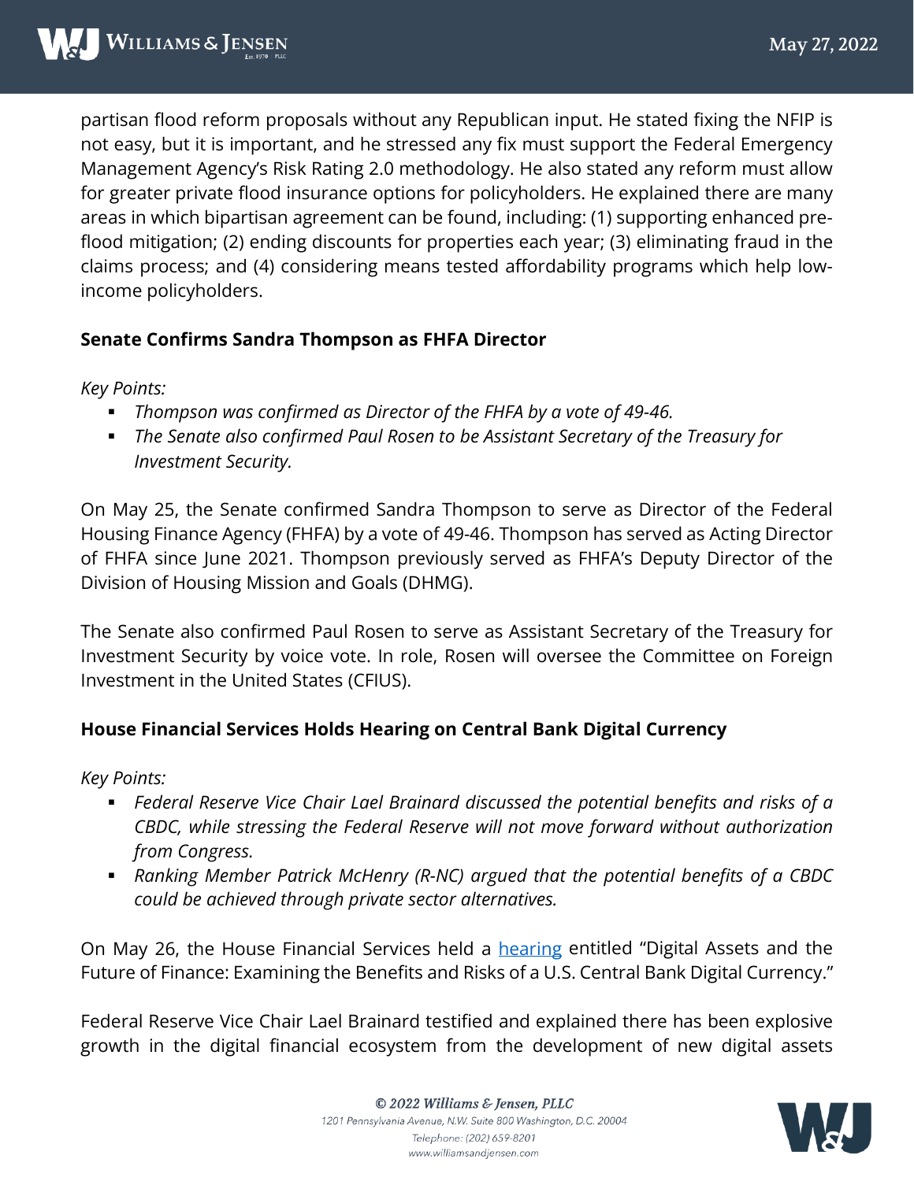partisan flood reform proposals without any Republican input. He stated fixing the NFIP is not easy, but it is important, and he stressed any fix must support the Federal Emergency Management Agency's Risk Rating 2.0 methodology. He also stated any reform must allow for greater private flood insurance options for policyholders. He explained there are many areas in which bipartisan agreement can be found, including: (1) supporting enhanced pre-flood mitigation; (2) ending discounts for properties each year; (3) eliminating fraud in the claims process; and (4) considering means tested affordability programs which help low-income policyholders.

### Senate Confirms Sandra Thompson as FHFA Director

*Key Points:*

- *Thompson was confirmed as Director of the FHFA by a vote of 49-46.*
- *The Senate also confirmed Paul Rosen to be Assistant Secretary of the Treasury for Investment Security.*

On May 25, the Senate confirmed Sandra Thompson to serve as Director of the Federal Housing Finance Agency (FHFA) by a vote of 49-46. Thompson has served as Acting Director of FHFA since June 2021. Thompson previously served as FHFA's Deputy Director of the Division of Housing Mission and Goals (DHMG).

The Senate also confirmed Paul Rosen to serve as Assistant Secretary of the Treasury for Investment Security by voice vote. In role, Rosen will oversee the Committee on Foreign Investment in the United States (CFIUS).

### House Financial Services Holds Hearing on Central Bank Digital Currency

*Key Points:*

- *Federal Reserve Vice Chair Lael Brainard discussed the potential benefits and risks of a CBDC, while stressing the Federal Reserve will not move forward without authorization from Congress.*
- *Ranking Member Patrick McHenry (R-NC) argued that the potential benefits of a CBDC could be achieved through private sector alternatives.*

On May 26, the House Financial Services held a hearing entitled "Digital Assets and the Future of Finance: Examining the Benefits and Risks of a U.S. Central Bank Digital Currency."

Federal Reserve Vice Chair Lael Brainard testified and explained there has been explosive growth in the digital financial ecosystem from the development of new digital assets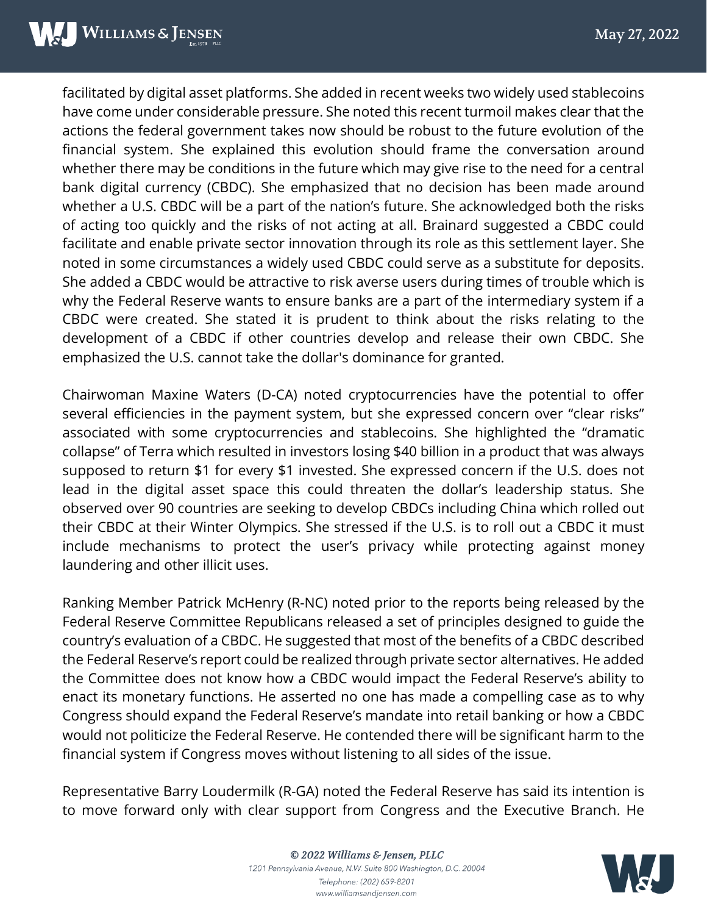facilitated by digital asset platforms. She added in recent weeks two widely used stablecoins have come under considerable pressure. She noted this recent turmoil makes clear that the actions the federal government takes now should be robust to the future evolution of the financial system. She explained this evolution should frame the conversation around whether there may be conditions in the future which may give rise to the need for a central bank digital currency (CBDC). She emphasized that no decision has been made around whether a U.S. CBDC will be a part of the nation's future. She acknowledged both the risks of acting too quickly and the risks of not acting at all. Brainard suggested a CBDC could facilitate and enable private sector innovation through its role as this settlement layer. She noted in some circumstances a widely used CBDC could serve as a substitute for deposits. She added a CBDC would be attractive to risk averse users during times of trouble which is why the Federal Reserve wants to ensure banks are a part of the intermediary system if a CBDC were created. She stated it is prudent to think about the risks relating to the development of a CBDC if other countries develop and release their own CBDC. She emphasized the U.S. cannot take the dollar's dominance for granted.

Chairwoman Maxine Waters (D-CA) noted cryptocurrencies have the potential to offer several efficiencies in the payment system, but she expressed concern over "clear risks" associated with some cryptocurrencies and stablecoins. She highlighted the "dramatic collapse" of Terra which resulted in investors losing $40 billion in a product that was always supposed to return $1 for every $1 invested. She expressed concern if the U.S. does not lead in the digital asset space this could threaten the dollar's leadership status. She observed over 90 countries are seeking to develop CBDCs including China which rolled out their CBDC at their Winter Olympics. She stressed if the U.S. is to roll out a CBDC it must include mechanisms to protect the user's privacy while protecting against money laundering and other illicit uses.

Ranking Member Patrick McHenry (R-NC) noted prior to the reports being released by the Federal Reserve Committee Republicans released a set of principles designed to guide the country's evaluation of a CBDC. He suggested that most of the benefits of a CBDC described the Federal Reserve's report could be realized through private sector alternatives. He added the Committee does not know how a CBDC would impact the Federal Reserve's ability to enact its monetary functions. He asserted no one has made a compelling case as to why Congress should expand the Federal Reserve's mandate into retail banking or how a CBDC would not politicize the Federal Reserve. He contended there will be significant harm to the financial system if Congress moves without listening to all sides of the issue.

Representative Barry Loudermilk (R-GA) noted the Federal Reserve has said its intention is to move forward only with clear support from Congress and the Executive Branch. He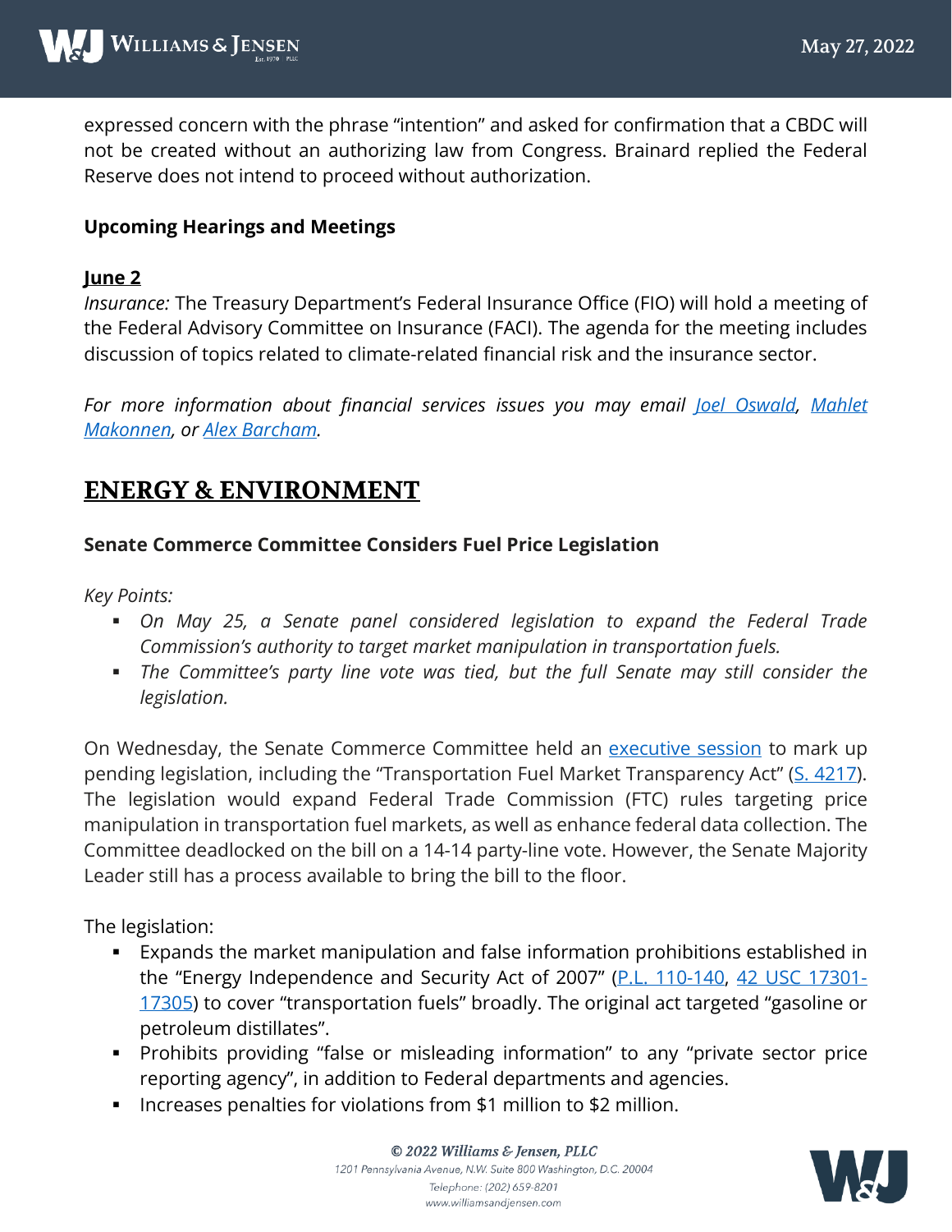expressed concern with the phrase "intention" and asked for confirmation that a CBDC will not be created without an authorizing law from Congress. Brainard replied the Federal Reserve does not intend to proceed without authorization.

**Upcoming Hearings and Meetings**

**June 2**

*Insurance:* The Treasury Department's Federal Insurance Office (FIO) will hold a meeting of the Federal Advisory Committee on Insurance (FACI). The agenda for the meeting includes discussion of topics related to climate-related financial risk and the insurance sector.

*For more information about financial services issues you may email Joel Oswald, Mahlet Makonnen, or Alex Barcham.*

## ENERGY & ENVIRONMENT

**Senate Commerce Committee Considers Fuel Price Legislation**

*Key Points:*

- *On May 25, a Senate panel considered legislation to expand the Federal Trade Commission's authority to target market manipulation in transportation fuels.*
- *The Committee's party line vote was tied, but the full Senate may still consider the legislation.*

On Wednesday, the Senate Commerce Committee held an executive session to mark up pending legislation, including the "Transportation Fuel Market Transparency Act" (S. 4217). The legislation would expand Federal Trade Commission (FTC) rules targeting price manipulation in transportation fuel markets, as well as enhance federal data collection. The Committee deadlocked on the bill on a 14-14 party-line vote. However, the Senate Majority Leader still has a process available to bring the bill to the floor.

The legislation:

- Expands the market manipulation and false information prohibitions established in the "Energy Independence and Security Act of 2007" (P.L. 110-140, 42 USC 17301-17305) to cover "transportation fuels" broadly. The original act targeted "gasoline or petroleum distillates".
- Prohibits providing "false or misleading information" to any "private sector price reporting agency", in addition to Federal departments and agencies.
- Increases penalties for violations from $1 million to $2 million.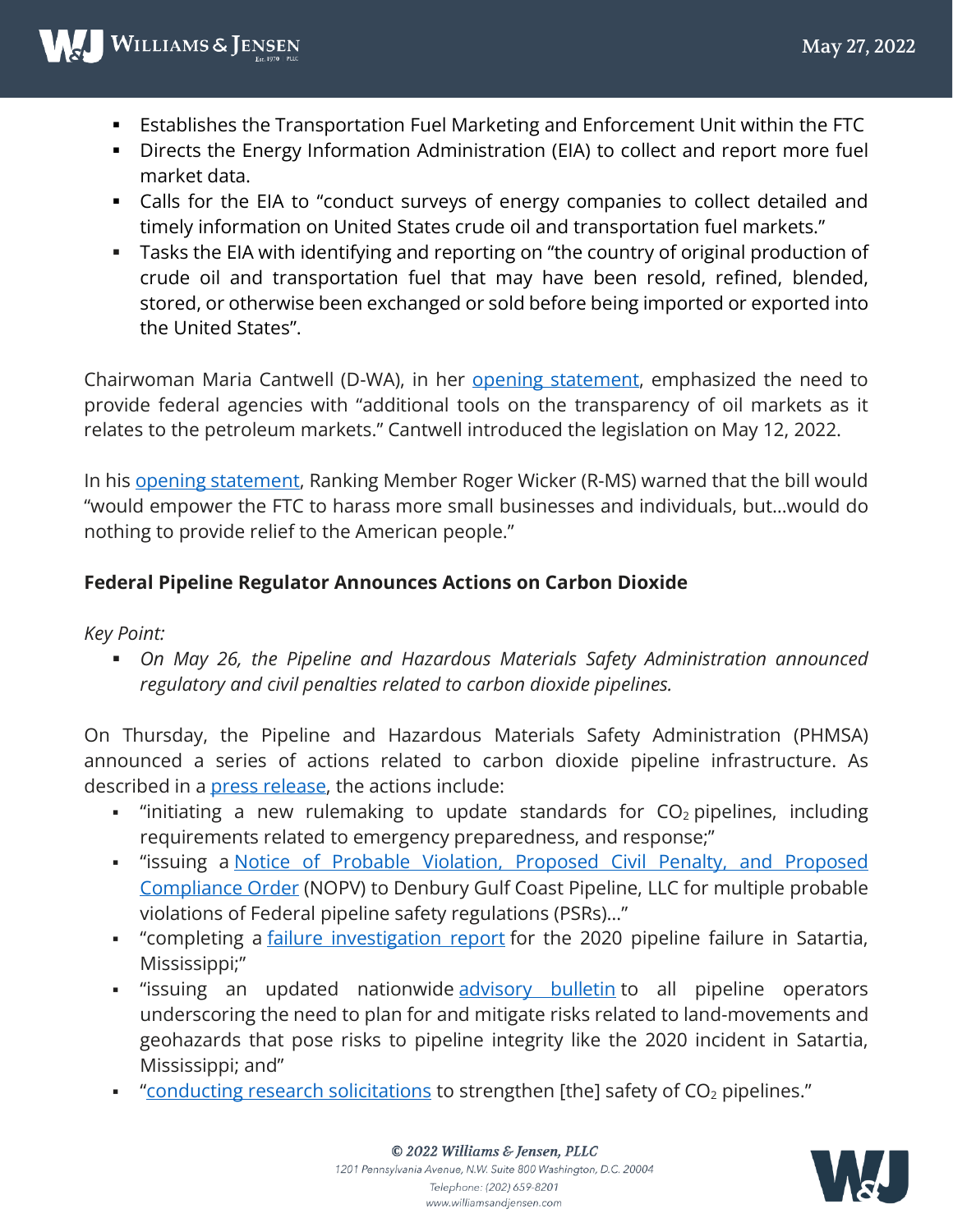- Establishes the Transportation Fuel Marketing and Enforcement Unit within the FTC
- Directs the Energy Information Administration (EIA) to collect and report more fuel market data.
- Calls for the EIA to "conduct surveys of energy companies to collect detailed and timely information on United States crude oil and transportation fuel markets."
- Tasks the EIA with identifying and reporting on "the country of original production of crude oil and transportation fuel that may have been resold, refined, blended, stored, or otherwise been exchanged or sold before being imported or exported into the United States".

Chairwoman Maria Cantwell (D-WA), in her opening statement, emphasized the need to provide federal agencies with "additional tools on the transparency of oil markets as it relates to the petroleum markets." Cantwell introduced the legislation on May 12, 2022.

In his opening statement, Ranking Member Roger Wicker (R-MS) warned that the bill would "would empower the FTC to harass more small businesses and individuals, but…would do nothing to provide relief to the American people."

**Federal Pipeline Regulator Announces Actions on Carbon Dioxide**

*Key Point:*

- *On May 26, the Pipeline and Hazardous Materials Safety Administration announced regulatory and civil penalties related to carbon dioxide pipelines.*

On Thursday, the Pipeline and Hazardous Materials Safety Administration (PHMSA) announced a series of actions related to carbon dioxide pipeline infrastructure. As described in a press release, the actions include:

- "initiating a new rulemaking to update standards for $CO_2$ pipelines, including requirements related to emergency preparedness, and response;"
- "issuing a Notice of Probable Violation, Proposed Civil Penalty, and Proposed Compliance Order (NOPV) to Denbury Gulf Coast Pipeline, LLC for multiple probable violations of Federal pipeline safety regulations (PSRs)…"
- "completing a failure investigation report for the 2020 pipeline failure in Satartia, Mississippi;"
- "issuing an updated nationwide advisory bulletin to all pipeline operators underscoring the need to plan for and mitigate risks related to land-movements and geohazards that pose risks to pipeline integrity like the 2020 incident in Satartia, Mississippi; and"
- "conducting research solicitations to strengthen [the] safety of $CO_2$ pipelines."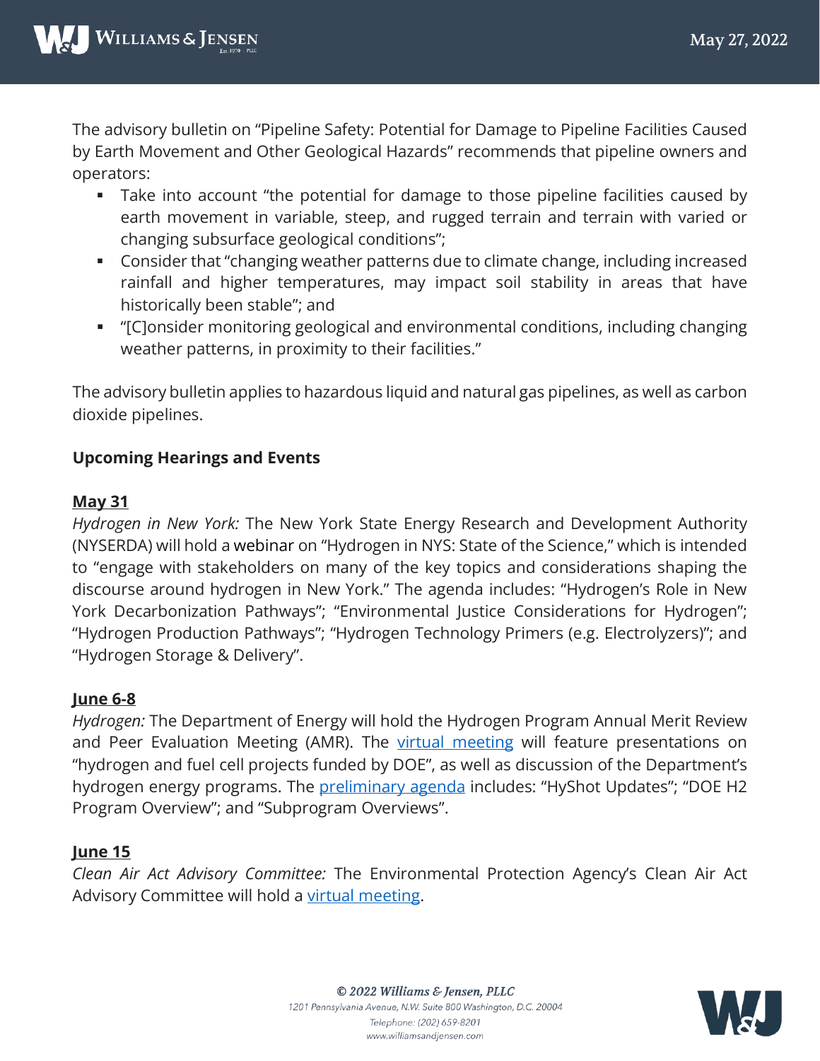The advisory bulletin on "Pipeline Safety: Potential for Damage to Pipeline Facilities Caused by Earth Movement and Other Geological Hazards" recommends that pipeline owners and operators:

- Take into account "the potential for damage to those pipeline facilities caused by earth movement in variable, steep, and rugged terrain and terrain with varied or changing subsurface geological conditions";
- Consider that "changing weather patterns due to climate change, including increased rainfall and higher temperatures, may impact soil stability in areas that have historically been stable"; and
- "[C]onsider monitoring geological and environmental conditions, including changing weather patterns, in proximity to their facilities."

The advisory bulletin applies to hazardous liquid and natural gas pipelines, as well as carbon dioxide pipelines.

**Upcoming Hearings and Events**

**May 31**

*Hydrogen in New York:* The New York State Energy Research and Development Authority (NYSERDA) will hold a webinar on "Hydrogen in NYS: State of the Science," which is intended to "engage with stakeholders on many of the key topics and considerations shaping the discourse around hydrogen in New York." The agenda includes: "Hydrogen's Role in New York Decarbonization Pathways"; "Environmental Justice Considerations for Hydrogen"; "Hydrogen Production Pathways"; "Hydrogen Technology Primers (e.g. Electrolyzers)"; and "Hydrogen Storage & Delivery".

**June 6-8**

*Hydrogen:* The Department of Energy will hold the Hydrogen Program Annual Merit Review and Peer Evaluation Meeting (AMR). The virtual meeting will feature presentations on "hydrogen and fuel cell projects funded by DOE", as well as discussion of the Department's hydrogen energy programs. The preliminary agenda includes: "HyShot Updates"; "DOE H2 Program Overview"; and "Subprogram Overviews".

**June 15**

*Clean Air Act Advisory Committee:* The Environmental Protection Agency's Clean Air Act Advisory Committee will hold a virtual meeting.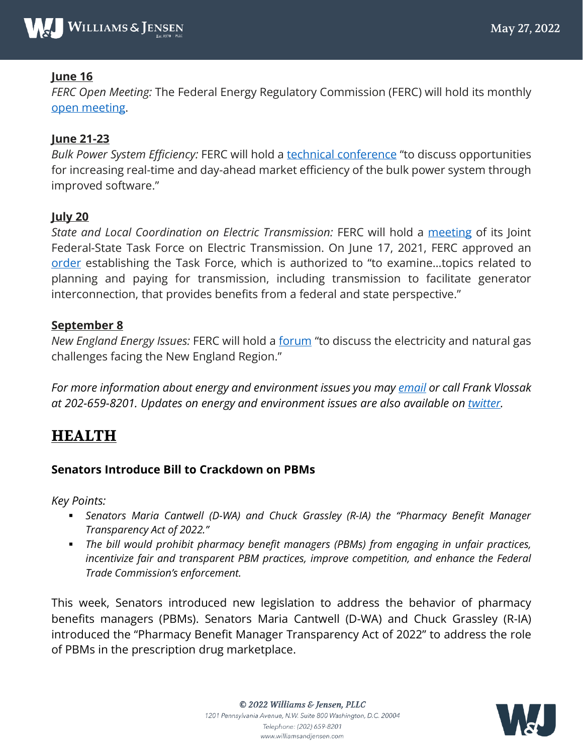**June 16**

*FERC Open Meeting:* The Federal Energy Regulatory Commission (FERC) will hold its monthly open meeting.

**June 21-23**

*Bulk Power System Efficiency:* FERC will hold a technical conference "to discuss opportunities for increasing real-time and day-ahead market efficiency of the bulk power system through improved software."

**July 20**

*State and Local Coordination on Electric Transmission:* FERC will hold a meeting of its Joint Federal-State Task Force on Electric Transmission. On June 17, 2021, FERC approved an order establishing the Task Force, which is authorized to "to examine…topics related to planning and paying for transmission, including transmission to facilitate generator interconnection, that provides benefits from a federal and state perspective."

**September 8**

*New England Energy Issues:* FERC will hold a forum "to discuss the electricity and natural gas challenges facing the New England Region."

*For more information about energy and environment issues you may email or call Frank Vlossak at 202-659-8201. Updates on energy and environment issues are also available on twitter.*

## HEALTH

### Senators Introduce Bill to Crackdown on PBMs

*Key Points:*

- *Senators Maria Cantwell (D-WA) and Chuck Grassley (R-IA) the "Pharmacy Benefit Manager Transparency Act of 2022."*
- *The bill would prohibit pharmacy benefit managers (PBMs) from engaging in unfair practices, incentivize fair and transparent PBM practices, improve competition, and enhance the Federal Trade Commission's enforcement.*

This week, Senators introduced new legislation to address the behavior of pharmacy benefits managers (PBMs). Senators Maria Cantwell (D-WA) and Chuck Grassley (R-IA) introduced the "Pharmacy Benefit Manager Transparency Act of 2022" to address the role of PBMs in the prescription drug marketplace.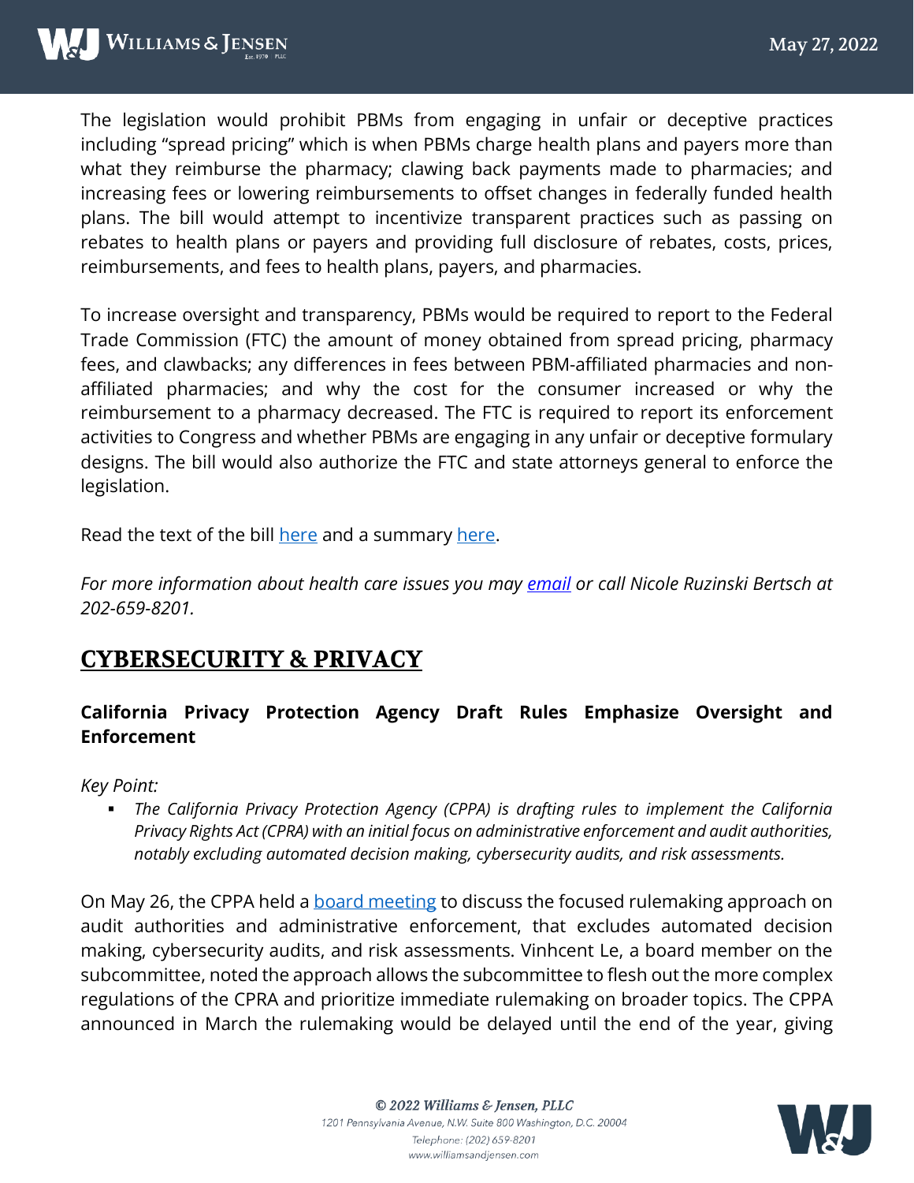The legislation would prohibit PBMs from engaging in unfair or deceptive practices including "spread pricing" which is when PBMs charge health plans and payers more than what they reimburse the pharmacy; clawing back payments made to pharmacies; and increasing fees or lowering reimbursements to offset changes in federally funded health plans. The bill would attempt to incentivize transparent practices such as passing on rebates to health plans or payers and providing full disclosure of rebates, costs, prices, reimbursements, and fees to health plans, payers, and pharmacies.

To increase oversight and transparency, PBMs would be required to report to the Federal Trade Commission (FTC) the amount of money obtained from spread pricing, pharmacy fees, and clawbacks; any differences in fees between PBM-affiliated pharmacies and non-affiliated pharmacies; and why the cost for the consumer increased or why the reimbursement to a pharmacy decreased. The FTC is required to report its enforcement activities to Congress and whether PBMs are engaging in any unfair or deceptive formulary designs. The bill would also authorize the FTC and state attorneys general to enforce the legislation.

Read the text of the bill here and a summary here.

*For more information about health care issues you may email or call Nicole Ruzinski Bertsch at 202-659-8201.*

## CYBERSECURITY & PRIVACY

### California Privacy Protection Agency Draft Rules Emphasize Oversight and Enforcement

*Key Point:*

- *The California Privacy Protection Agency (CPPA) is drafting rules to implement the California Privacy Rights Act (CPRA) with an initial focus on administrative enforcement and audit authorities, notably excluding automated decision making, cybersecurity audits, and risk assessments.*

On May 26, the CPPA held a board meeting to discuss the focused rulemaking approach on audit authorities and administrative enforcement, that excludes automated decision making, cybersecurity audits, and risk assessments. Vinhcent Le, a board member on the subcommittee, noted the approach allows the subcommittee to flesh out the more complex regulations of the CPRA and prioritize immediate rulemaking on broader topics. The CPPA announced in March the rulemaking would be delayed until the end of the year, giving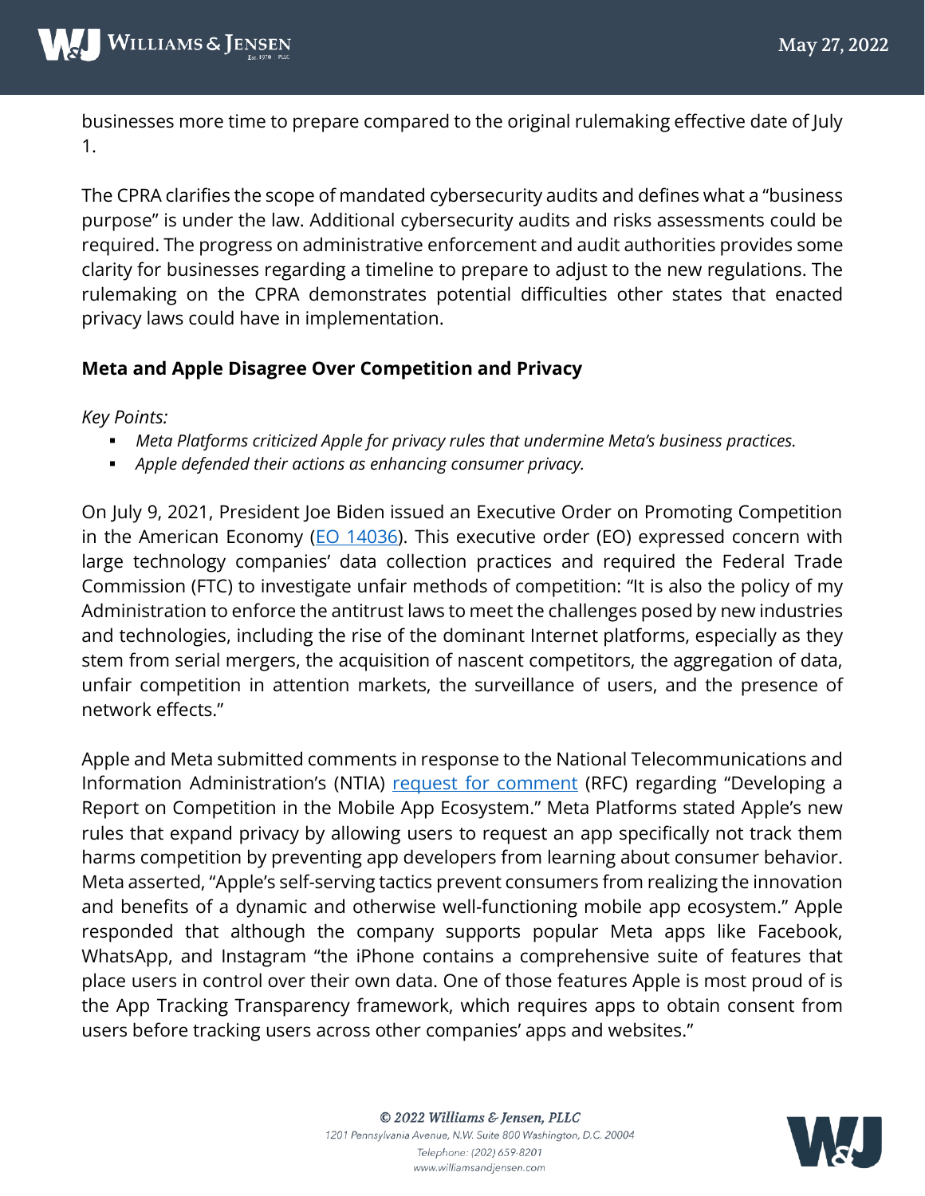businesses more time to prepare compared to the original rulemaking effective date of July 1.

The CPRA clarifies the scope of mandated cybersecurity audits and defines what a "business purpose" is under the law. Additional cybersecurity audits and risks assessments could be required. The progress on administrative enforcement and audit authorities provides some clarity for businesses regarding a timeline to prepare to adjust to the new regulations. The rulemaking on the CPRA demonstrates potential difficulties other states that enacted privacy laws could have in implementation.

### Meta and Apple Disagree Over Competition and Privacy

*Key Points:*

- *Meta Platforms criticized Apple for privacy rules that undermine Meta's business practices.*
- *Apple defended their actions as enhancing consumer privacy.*

On July 9, 2021, President Joe Biden issued an Executive Order on Promoting Competition in the American Economy (EO 14036). This executive order (EO) expressed concern with large technology companies' data collection practices and required the Federal Trade Commission (FTC) to investigate unfair methods of competition: "It is also the policy of my Administration to enforce the antitrust laws to meet the challenges posed by new industries and technologies, including the rise of the dominant Internet platforms, especially as they stem from serial mergers, the acquisition of nascent competitors, the aggregation of data, unfair competition in attention markets, the surveillance of users, and the presence of network effects."

Apple and Meta submitted comments in response to the National Telecommunications and Information Administration's (NTIA) request for comment (RFC) regarding "Developing a Report on Competition in the Mobile App Ecosystem." Meta Platforms stated Apple's new rules that expand privacy by allowing users to request an app specifically not track them harms competition by preventing app developers from learning about consumer behavior. Meta asserted, "Apple's self-serving tactics prevent consumers from realizing the innovation and benefits of a dynamic and otherwise well-functioning mobile app ecosystem." Apple responded that although the company supports popular Meta apps like Facebook, WhatsApp, and Instagram "the iPhone contains a comprehensive suite of features that place users in control over their own data. One of those features Apple is most proud of is the App Tracking Transparency framework, which requires apps to obtain consent from users before tracking users across other companies' apps and websites."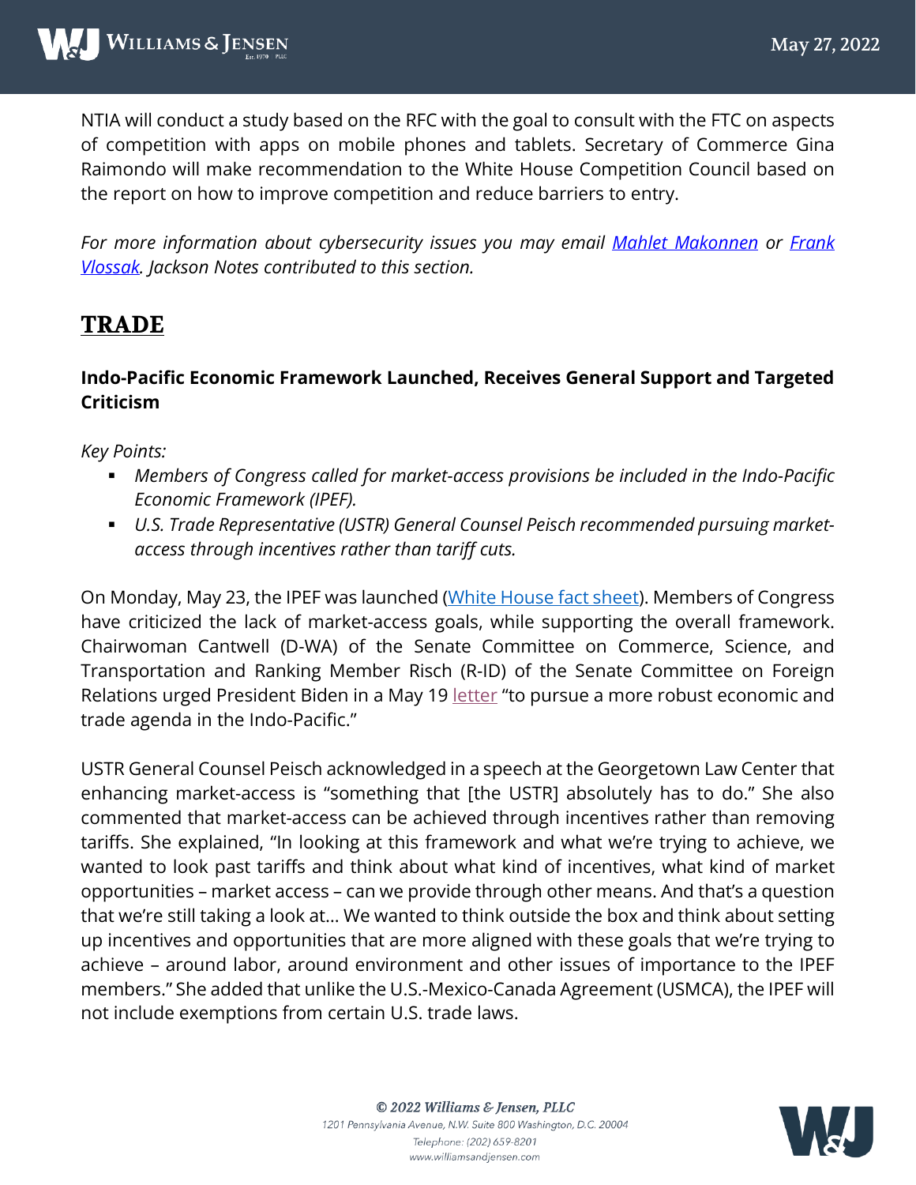NTIA will conduct a study based on the RFC with the goal to consult with the FTC on aspects of competition with apps on mobile phones and tablets. Secretary of Commerce Gina Raimondo will make recommendation to the White House Competition Council based on the report on how to improve competition and reduce barriers to entry.

*For more information about cybersecurity issues you may email [Mahlet Makonnen]() or [Frank Vlossak](). Jackson Notes contributed to this section.*

## TRADE

### Indo-Pacific Economic Framework Launched, Receives General Support and Targeted Criticism

*Key Points:*

- *Members of Congress called for market-access provisions be included in the Indo-Pacific Economic Framework (IPEF).*
- *U.S. Trade Representative (USTR) General Counsel Peisch recommended pursuing market-access through incentives rather than tariff cuts.*

On Monday, May 23, the IPEF was launched ([White House fact sheet]()). Members of Congress have criticized the lack of market-access goals, while supporting the overall framework. Chairwoman Cantwell (D-WA) of the Senate Committee on Commerce, Science, and Transportation and Ranking Member Risch (R-ID) of the Senate Committee on Foreign Relations urged President Biden in a May 19 [letter]() "to pursue a more robust economic and trade agenda in the Indo-Pacific."

USTR General Counsel Peisch acknowledged in a speech at the Georgetown Law Center that enhancing market-access is "something that [the USTR] absolutely has to do." She also commented that market-access can be achieved through incentives rather than removing tariffs. She explained, "In looking at this framework and what we're trying to achieve, we wanted to look past tariffs and think about what kind of incentives, what kind of market opportunities – market access – can we provide through other means. And that's a question that we're still taking a look at… We wanted to think outside the box and think about setting up incentives and opportunities that are more aligned with these goals that we're trying to achieve – around labor, around environment and other issues of importance to the IPEF members." She added that unlike the U.S.-Mexico-Canada Agreement (USMCA), the IPEF will not include exemptions from certain U.S. trade laws.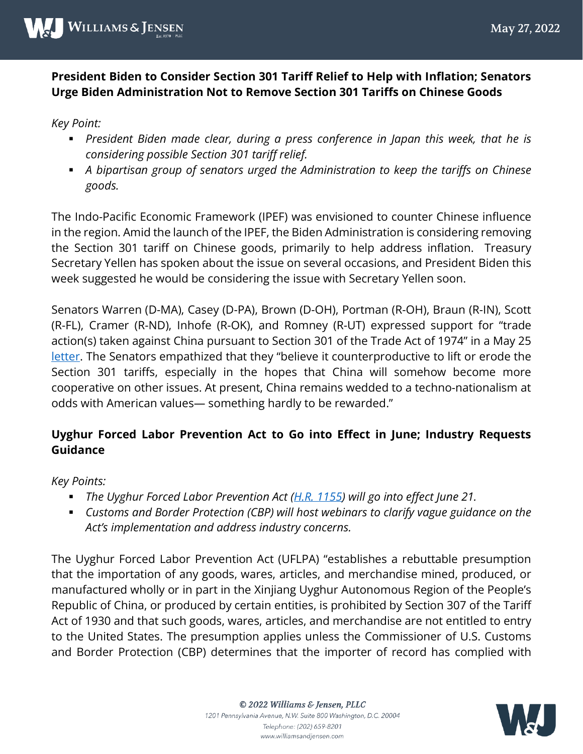**President Biden to Consider Section 301 Tariff Relief to Help with Inflation; Senators Urge Biden Administration Not to Remove Section 301 Tariffs on Chinese Goods**

*Key Point:*

- *President Biden made clear, during a press conference in Japan this week, that he is considering possible Section 301 tariff relief.*
- *A bipartisan group of senators urged the Administration to keep the tariffs on Chinese goods.*

The Indo-Pacific Economic Framework (IPEF) was envisioned to counter Chinese influence in the region. Amid the launch of the IPEF, the Biden Administration is considering removing the Section 301 tariff on Chinese goods, primarily to help address inflation. Treasury Secretary Yellen has spoken about the issue on several occasions, and President Biden this week suggested he would be considering the issue with Secretary Yellen soon.

Senators Warren (D-MA), Casey (D-PA), Brown (D-OH), Portman (R-OH), Braun (R-IN), Scott (R-FL), Cramer (R-ND), Inhofe (R-OK), and Romney (R-UT) expressed support for "trade action(s) taken against China pursuant to Section 301 of the Trade Act of 1974" in a May 25 letter. The Senators empathized that they "believe it counterproductive to lift or erode the Section 301 tariffs, especially in the hopes that China will somehow become more cooperative on other issues. At present, China remains wedded to a techno-nationalism at odds with American values— something hardly to be rewarded."

**Uyghur Forced Labor Prevention Act to Go into Effect in June; Industry Requests Guidance**

*Key Points:*

- *The Uyghur Forced Labor Prevention Act (H.R. 1155) will go into effect June 21.*
- *Customs and Border Protection (CBP) will host webinars to clarify vague guidance on the Act's implementation and address industry concerns.*

The Uyghur Forced Labor Prevention Act (UFLPA) "establishes a rebuttable presumption that the importation of any goods, wares, articles, and merchandise mined, produced, or manufactured wholly or in part in the Xinjiang Uyghur Autonomous Region of the People's Republic of China, or produced by certain entities, is prohibited by Section 307 of the Tariff Act of 1930 and that such goods, wares, articles, and merchandise are not entitled to entry to the United States. The presumption applies unless the Commissioner of U.S. Customs and Border Protection (CBP) determines that the importer of record has complied with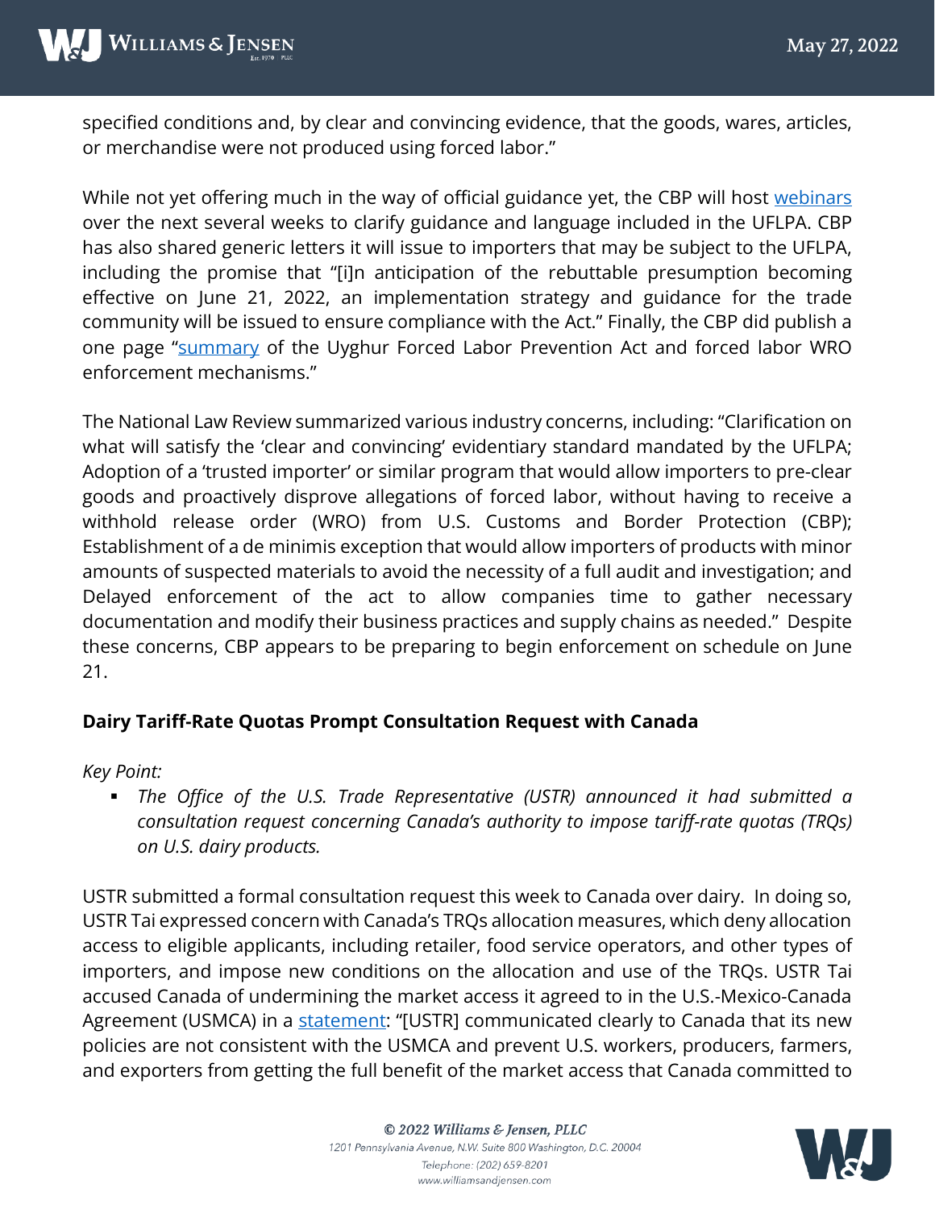specified conditions and, by clear and convincing evidence, that the goods, wares, articles, or merchandise were not produced using forced labor."

While not yet offering much in the way of official guidance yet, the CBP will host webinars over the next several weeks to clarify guidance and language included in the UFLPA. CBP has also shared generic letters it will issue to importers that may be subject to the UFLPA, including the promise that "[i]n anticipation of the rebuttable presumption becoming effective on June 21, 2022, an implementation strategy and guidance for the trade community will be issued to ensure compliance with the Act." Finally, the CBP did publish a one page "summary of the Uyghur Forced Labor Prevention Act and forced labor WRO enforcement mechanisms."

The National Law Review summarized various industry concerns, including: "Clarification on what will satisfy the 'clear and convincing' evidentiary standard mandated by the UFLPA; Adoption of a 'trusted importer' or similar program that would allow importers to pre-clear goods and proactively disprove allegations of forced labor, without having to receive a withhold release order (WRO) from U.S. Customs and Border Protection (CBP); Establishment of a de minimis exception that would allow importers of products with minor amounts of suspected materials to avoid the necessity of a full audit and investigation; and Delayed enforcement of the act to allow companies time to gather necessary documentation and modify their business practices and supply chains as needed." Despite these concerns, CBP appears to be preparing to begin enforcement on schedule on June 21.

**Dairy Tariff-Rate Quotas Prompt Consultation Request with Canada**

*Key Point:*

- *The Office of the U.S. Trade Representative (USTR) announced it had submitted a consultation request concerning Canada's authority to impose tariff-rate quotas (TRQs) on U.S. dairy products.*

USTR submitted a formal consultation request this week to Canada over dairy. In doing so, USTR Tai expressed concern with Canada's TRQs allocation measures, which deny allocation access to eligible applicants, including retailer, food service operators, and other types of importers, and impose new conditions on the allocation and use of the TRQs. USTR Tai accused Canada of undermining the market access it agreed to in the U.S.-Mexico-Canada Agreement (USMCA) in a statement: "[USTR] communicated clearly to Canada that its new policies are not consistent with the USMCA and prevent U.S. workers, producers, farmers, and exporters from getting the full benefit of the market access that Canada committed to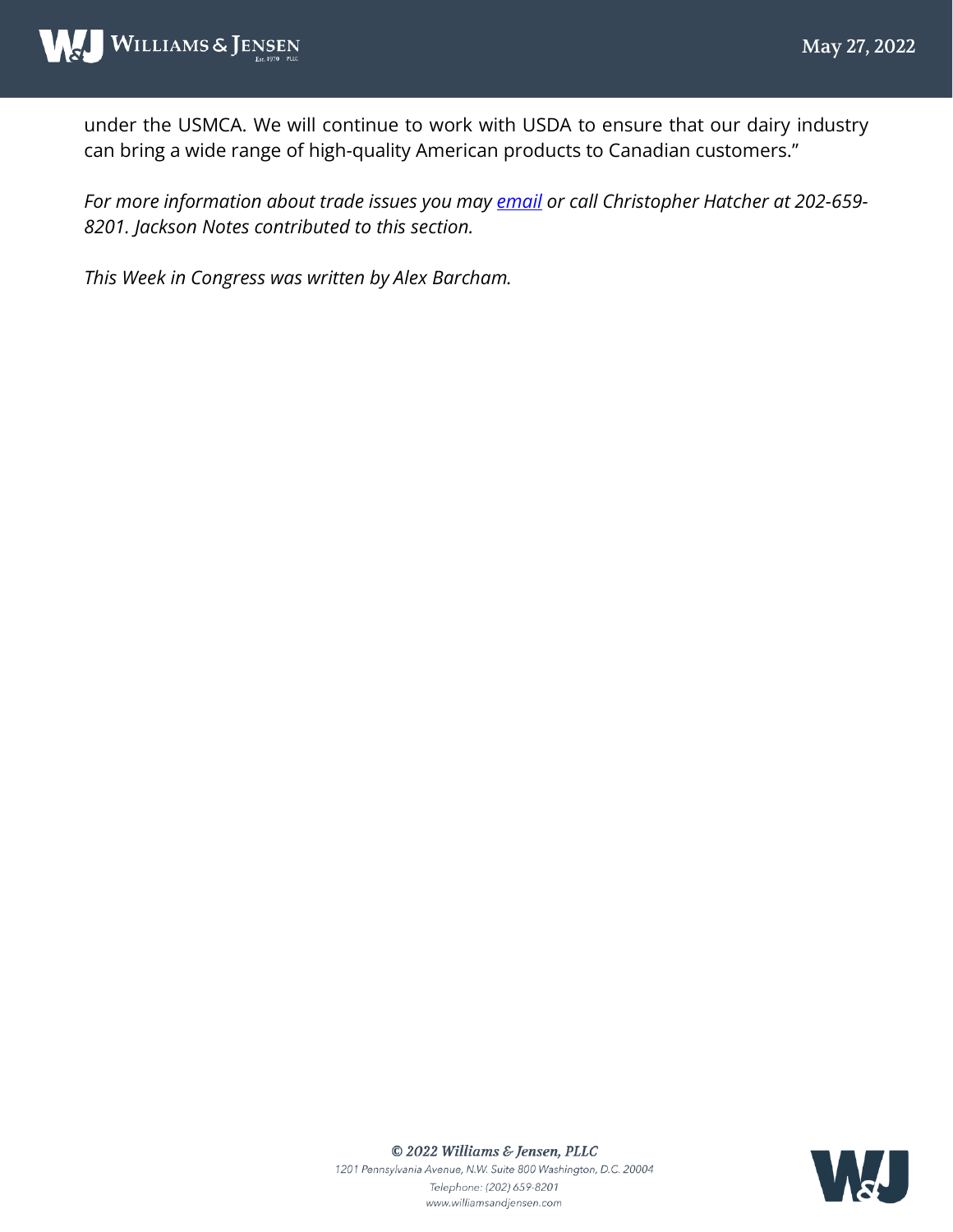under the USMCA. We will continue to work with USDA to ensure that our dairy industry can bring a wide range of high-quality American products to Canadian customers."

*For more information about trade issues you may email or call Christopher Hatcher at 202-659-8201. Jackson Notes contributed to this section.*

*This Week in Congress was written by Alex Barcham.*